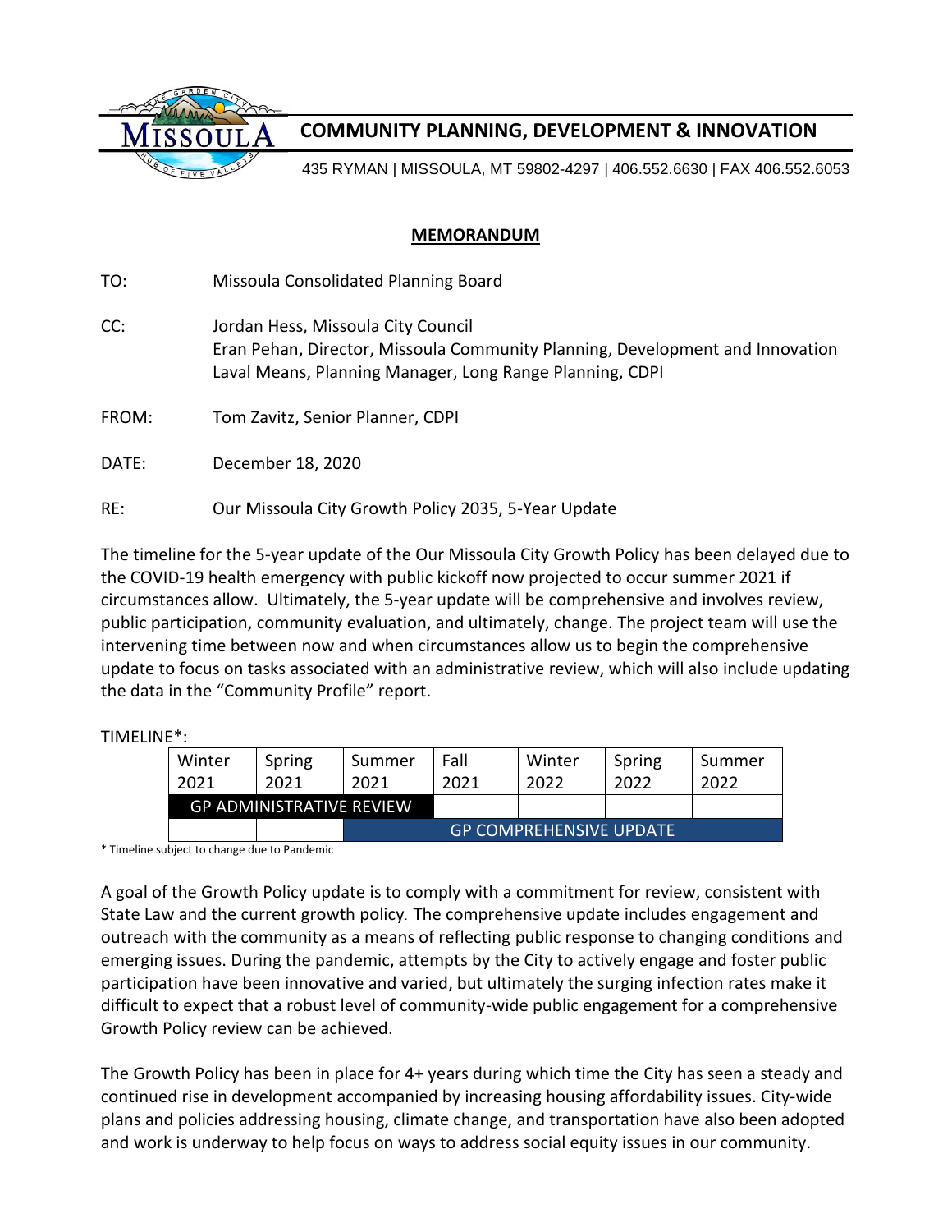MISSOULA

**COMMUNITY PLANNING, DEVELOPMENT & INNOVATION**

435 RYMAN | MISSOULA, MT 59802-4297 | 406.552.6630 | FAX 406.552.6053

**MEMORANDUM**

TO: Missoula Consolidated Planning Board

CC: Jordan Hess, Missoula City Council
Eran Pehan, Director, Missoula Community Planning, Development and Innovation
Laval Means, Planning Manager, Long Range Planning, CDPI

FROM: Tom Zavitz, Senior Planner, CDPI

DATE: December 18, 2020

RE: Our Missoula City Growth Policy 2035, 5-Year Update

The timeline for the 5-year update of the Our Missoula City Growth Policy has been delayed due to the COVID-19 health emergency with public kickoff now projected to occur summer 2021 if circumstances allow. Ultimately, the 5-year update will be comprehensive and involves review, public participation, community evaluation, and ultimately, change. The project team will use the intervening time between now and when circumstances allow us to begin the comprehensive update to focus on tasks associated with an administrative review, which will also include updating the data in the "Community Profile" report.

TIMELINE*:

| Winter 2021 | Spring 2021 | Summer 2021 | Fall 2021 | Winter 2022 | Spring 2022 | Summer 2022 |
|---|---|---|---|---|---|---|
| GP ADMINISTRATIVE REVIEW | | | | | | |
| | | GP COMPREHENSIVE UPDATE | | | | |

\* Timeline subject to change due to Pandemic

A goal of the Growth Policy update is to comply with a commitment for review, consistent with State Law and the current growth policy. The comprehensive update includes engagement and outreach with the community as a means of reflecting public response to changing conditions and emerging issues. During the pandemic, attempts by the City to actively engage and foster public participation have been innovative and varied, but ultimately the surging infection rates make it difficult to expect that a robust level of community-wide public engagement for a comprehensive Growth Policy review can be achieved.

The Growth Policy has been in place for 4+ years during which time the City has seen a steady and continued rise in development accompanied by increasing housing affordability issues. City-wide plans and policies addressing housing, climate change, and transportation have also been adopted and work is underway to help focus on ways to address social equity issues in our community.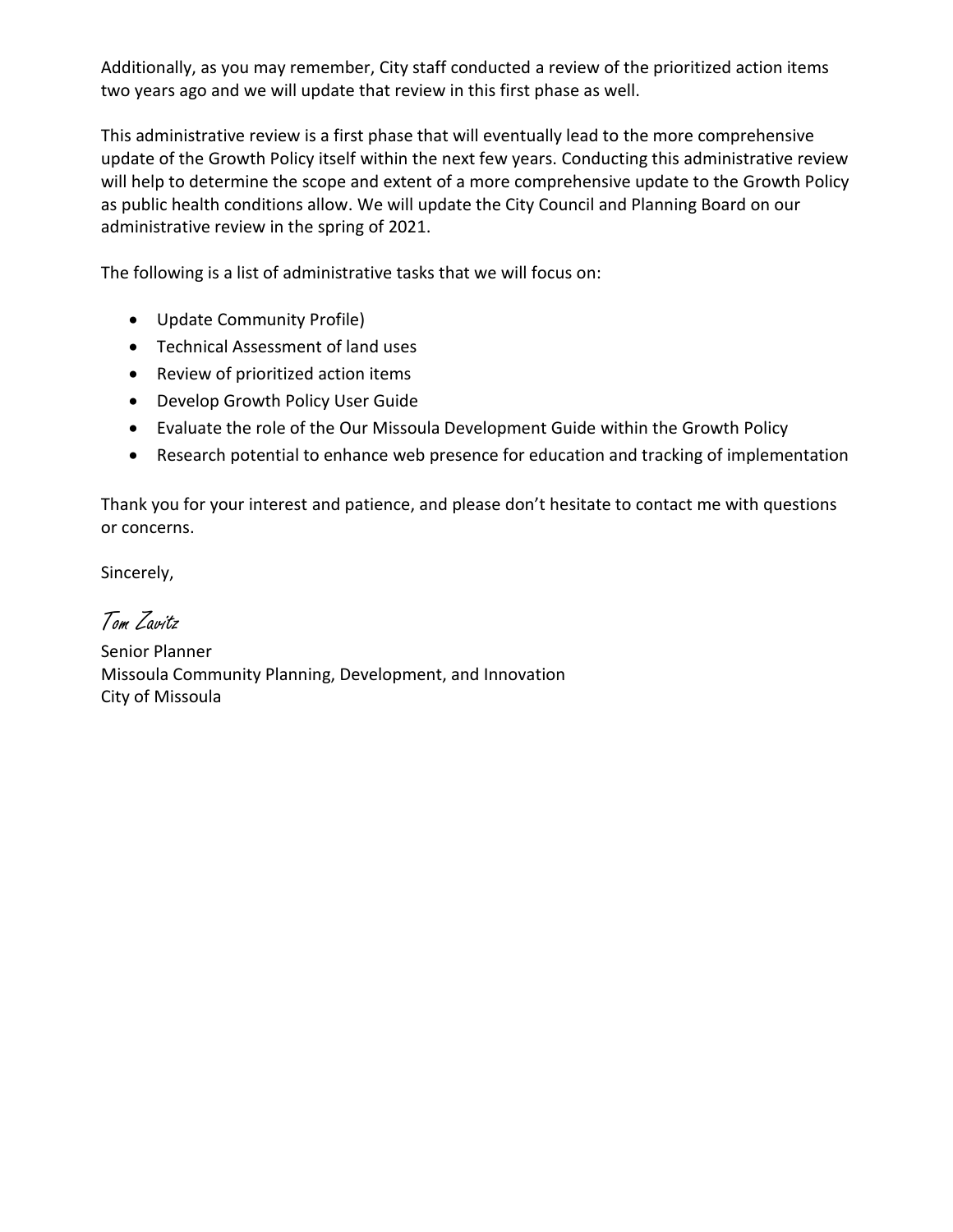Additionally, as you may remember, City staff conducted a review of the prioritized action items two years ago and we will update that review in this first phase as well.

This administrative review is a first phase that will eventually lead to the more comprehensive update of the Growth Policy itself within the next few years. Conducting this administrative review will help to determine the scope and extent of a more comprehensive update to the Growth Policy as public health conditions allow. We will update the City Council and Planning Board on our administrative review in the spring of 2021.

The following is a list of administrative tasks that we will focus on:

- Update Community Profile)
- Technical Assessment of land uses
- Review of prioritized action items
- Develop Growth Policy User Guide
- Evaluate the role of the Our Missoula Development Guide within the Growth Policy
- Research potential to enhance web presence for education and tracking of implementation

Thank you for your interest and patience, and please don't hesitate to contact me with questions or concerns.

Sincerely,

*Tom Zavitz*

Senior Planner
Missoula Community Planning, Development, and Innovation
City of Missoula